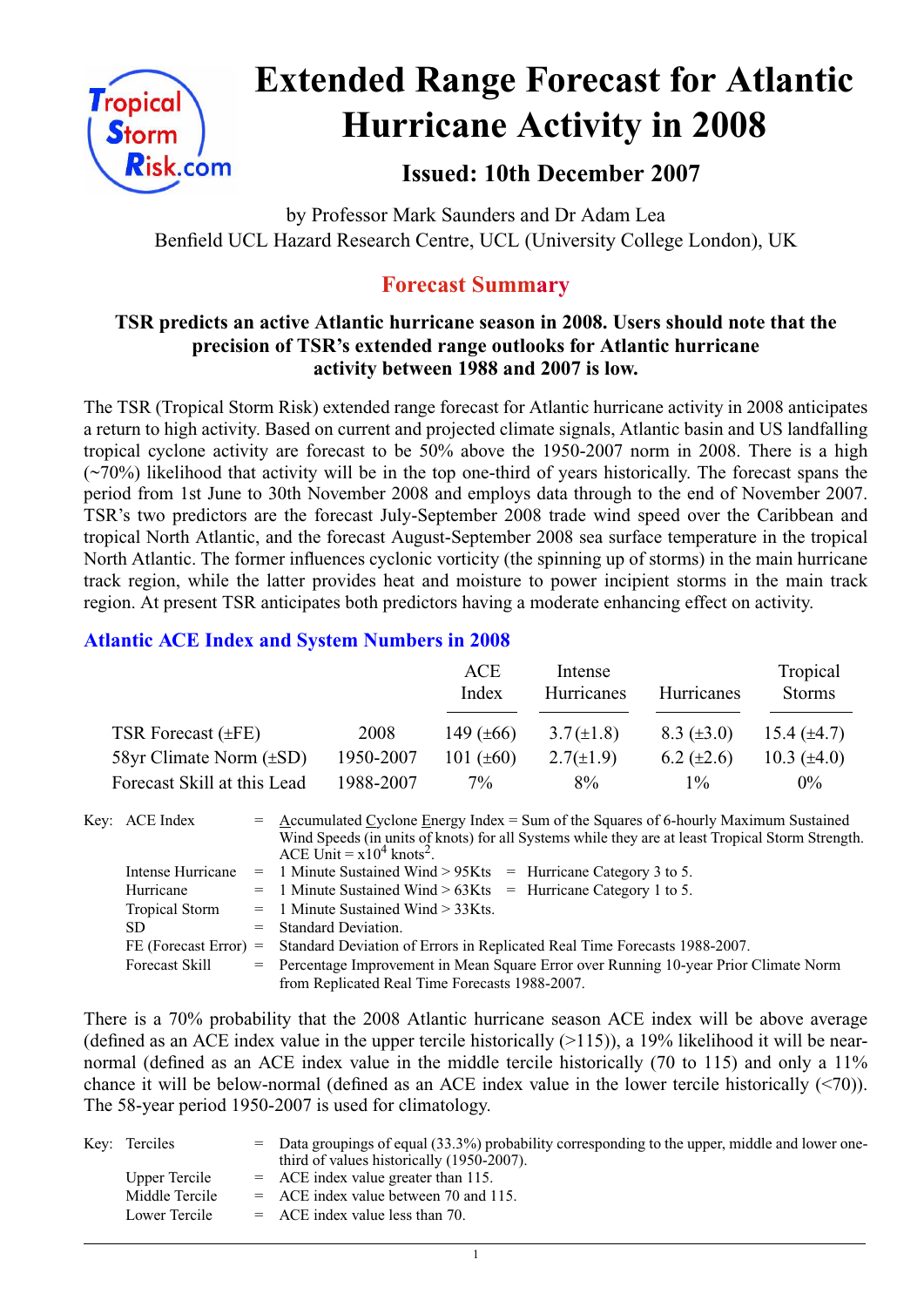# Extended Range Forecast for Atlantic Hurricane Activity in 2008

### Issued: 10th December 2007

by Professor Mark Saunders and Dr Adam Lea
Benfield UCL Hazard Research Centre, UCL (University College London), UK

## Forecast Summary

**TSR predicts an active Atlantic hurricane season in 2008. Users should note that the precision of TSR's extended range outlooks for Atlantic hurricane activity between 1988 and 2007 is low.**

The TSR (Tropical Storm Risk) extended range forecast for Atlantic hurricane activity in 2008 anticipates a return to high activity. Based on current and projected climate signals, Atlantic basin and US landfalling tropical cyclone activity are forecast to be 50% above the 1950-2007 norm in 2008. There is a high (~70%) likelihood that activity will be in the top one-third of years historically. The forecast spans the period from 1st June to 30th November 2008 and employs data through to the end of November 2007. TSR's two predictors are the forecast July-September 2008 trade wind speed over the Caribbean and tropical North Atlantic, and the forecast August-September 2008 sea surface temperature in the tropical North Atlantic. The former influences cyclonic vorticity (the spinning up of storms) in the main hurricane track region, while the latter provides heat and moisture to power incipient storms in the main track region. At present TSR anticipates both predictors having a moderate enhancing effect on activity.

### Atlantic ACE Index and System Numbers in 2008

| | | ACE Index | Intense Hurricanes | Hurricanes | Tropical Storms |
|---|---|---|---|---|---|
| TSR Forecast (±FE) | 2008 | 149 (±66) | 3.7 (±1.8) | 8.3 (±3.0) | 15.4 (±4.7) |
| 58yr Climate Norm (±SD) | 1950-2007 | 101 (±60) | 2.7 (±1.9) | 6.2 (±2.6) | 10.3 (±4.0) |
| Forecast Skill at this Lead | 1988-2007 | 7% | 8% | 1% | 0% |

Key:
- ACE Index = Accumulated Cyclone Energy Index = Sum of the Squares of 6-hourly Maximum Sustained Wind Speeds (in units of knots) for all Systems while they are at least Tropical Storm Strength. ACE Unit = $x10^4$ knots$^2$.
- Intense Hurricane = 1 Minute Sustained Wind > 95Kts = Hurricane Category 3 to 5.
- Hurricane = 1 Minute Sustained Wind > 63Kts = Hurricane Category 1 to 5.
- Tropical Storm = 1 Minute Sustained Wind > 33Kts.
- SD = Standard Deviation.
- FE (Forecast Error) = Standard Deviation of Errors in Replicated Real Time Forecasts 1988-2007.
- Forecast Skill = Percentage Improvement in Mean Square Error over Running 10-year Prior Climate Norm from Replicated Real Time Forecasts 1988-2007.

There is a 70% probability that the 2008 Atlantic hurricane season ACE index will be above average (defined as an ACE index value in the upper tercile historically (>115)), a 19% likelihood it will be near-normal (defined as an ACE index value in the middle tercile historically (70 to 115) and only a 11% chance it will be below-normal (defined as an ACE index value in the lower tercile historically (<70)). The 58-year period 1950-2007 is used for climatology.

Key:
- Terciles = Data groupings of equal (33.3%) probability corresponding to the upper, middle and lower one-third of values historically (1950-2007).
- Upper Tercile = ACE index value greater than 115.
- Middle Tercile = ACE index value between 70 and 115.
- Lower Tercile = ACE index value less than 70.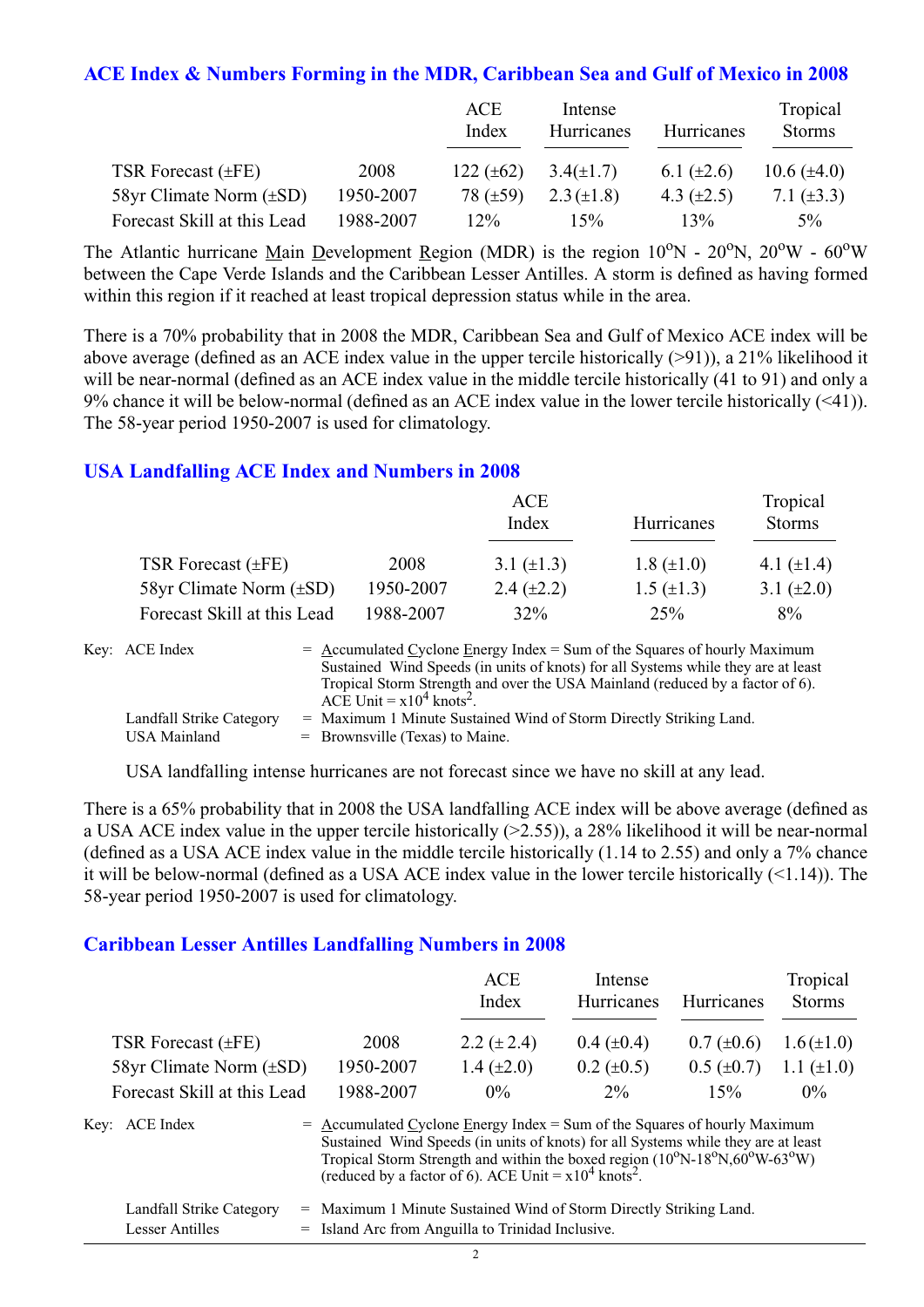## ACE Index & Numbers Forming in the MDR, Caribbean Sea and Gulf of Mexico in 2008

| | | ACE Index | Intense Hurricanes | Hurricanes | Tropical Storms |
|---|---|---|---|---|---|
| TSR Forecast (±FE) | 2008 | 122 (±62) | 3.4(±1.7) | 6.1 (±2.6) | 10.6 (±4.0) |
| 58yr Climate Norm (±SD) | 1950-2007 | 78 (±59) | 2.3 (±1.8) | 4.3 (±2.5) | 7.1 (±3.3) |
| Forecast Skill at this Lead | 1988-2007 | 12% | 15% | 13% | 5% |

The Atlantic hurricane Main Development Region (MDR) is the region 10$^{o}$N - 20$^{o}$N, 20$^{o}$W - 60$^{o}$W between the Cape Verde Islands and the Caribbean Lesser Antilles. A storm is defined as having formed within this region if it reached at least tropical depression status while in the area.

There is a 70% probability that in 2008 the MDR, Caribbean Sea and Gulf of Mexico ACE index will be above average (defined as an ACE index value in the upper tercile historically (>91)), a 21% likelihood it will be near-normal (defined as an ACE index value in the middle tercile historically (41 to 91) and only a 9% chance it will be below-normal (defined as an ACE index value in the lower tercile historically (<41)). The 58-year period 1950-2007 is used for climatology.

## USA Landfalling ACE Index and Numbers in 2008

| | | ACE Index | Hurricanes | Tropical Storms |
|---|---|---|---|---|
| TSR Forecast (±FE) | 2008 | 3.1 (±1.3) | 1.8 (±1.0) | 4.1 (±1.4) |
| 58yr Climate Norm (±SD) | 1950-2007 | 2.4 (±2.2) | 1.5 (±1.3) | 3.1 (±2.0) |
| Forecast Skill at this Lead | 1988-2007 | 32% | 25% | 8% |

Key: ACE Index = Accumulated Cyclone Energy Index = Sum of the Squares of hourly Maximum Sustained Wind Speeds (in units of knots) for all Systems while they are at least Tropical Storm Strength and over the USA Mainland (reduced by a factor of 6). ACE Unit = x10$^{4}$ knots$^{2}$.

Landfall Strike Category = Maximum 1 Minute Sustained Wind of Storm Directly Striking Land.

USA Mainland = Brownsville (Texas) to Maine.

USA landfalling intense hurricanes are not forecast since we have no skill at any lead.

There is a 65% probability that in 2008 the USA landfalling ACE index will be above average (defined as a USA ACE index value in the upper tercile historically (>2.55)), a 28% likelihood it will be near-normal (defined as a USA ACE index value in the middle tercile historically (1.14 to 2.55) and only a 7% chance it will be below-normal (defined as a USA ACE index value in the lower tercile historically (<1.14)). The 58-year period 1950-2007 is used for climatology.

## Caribbean Lesser Antilles Landfalling Numbers in 2008

| | | ACE Index | Intense Hurricanes | Hurricanes | Tropical Storms |
|---|---|---|---|---|---|
| TSR Forecast (±FE) | 2008 | 2.2 (± 2.4) | 0.4 (±0.4) | 0.7 (±0.6) | 1.6 (±1.0) |
| 58yr Climate Norm (±SD) | 1950-2007 | 1.4 (±2.0) | 0.2 (±0.5) | 0.5 (±0.7) | 1.1 (±1.0) |
| Forecast Skill at this Lead | 1988-2007 | 0% | 2% | 15% | 0% |

Key: ACE Index = Accumulated Cyclone Energy Index = Sum of the Squares of hourly Maximum Sustained Wind Speeds (in units of knots) for all Systems while they are at least Tropical Storm Strength and within the boxed region (10$^{o}$N-18$^{o}$N,60$^{o}$W-63$^{o}$W) (reduced by a factor of 6). ACE Unit = x10$^{4}$ knots$^{2}$.

Landfall Strike Category = Maximum 1 Minute Sustained Wind of Storm Directly Striking Land.

Lesser Antilles = Island Arc from Anguilla to Trinidad Inclusive.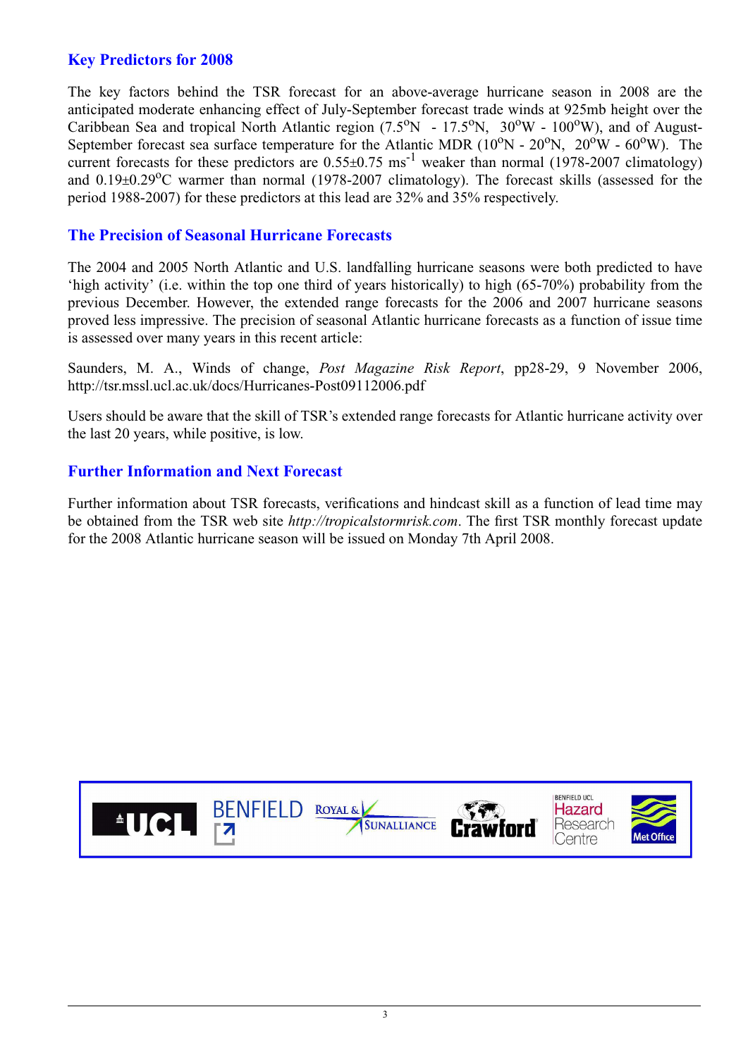## Key Predictors for 2008

The key factors behind the TSR forecast for an above-average hurricane season in 2008 are the anticipated moderate enhancing effect of July-September forecast trade winds at 925mb height over the Caribbean Sea and tropical North Atlantic region (7.5$^{o}$N - 17.5$^{o}$N, 30$^{o}$W - 100$^{o}$W), and of August-September forecast sea surface temperature for the Atlantic MDR (10$^{o}$N - 20$^{o}$N, 20$^{o}$W - 60$^{o}$W). The current forecasts for these predictors are 0.55±0.75 ms$^{-1}$ weaker than normal (1978-2007 climatology) and 0.19±0.29$^{o}$C warmer than normal (1978-2007 climatology). The forecast skills (assessed for the period 1988-2007) for these predictors at this lead are 32% and 35% respectively.

## The Precision of Seasonal Hurricane Forecasts

The 2004 and 2005 North Atlantic and U.S. landfalling hurricane seasons were both predicted to have 'high activity' (i.e. within the top one third of years historically) to high (65-70%) probability from the previous December. However, the extended range forecasts for the 2006 and 2007 hurricane seasons proved less impressive. The precision of seasonal Atlantic hurricane forecasts as a function of issue time is assessed over many years in this recent article:

Saunders, M. A., Winds of change, *Post Magazine Risk Report*, pp28-29, 9 November 2006, http://tsr.mssl.ucl.ac.uk/docs/Hurricanes-Post09112006.pdf

Users should be aware that the skill of TSR's extended range forecasts for Atlantic hurricane activity over the last 20 years, while positive, is low.

## Further Information and Next Forecast

Further information about TSR forecasts, verifications and hindcast skill as a function of lead time may be obtained from the TSR web site *http://tropicalstormrisk.com*. The first TSR monthly forecast update for the 2008 Atlantic hurricane season will be issued on Monday 7th April 2008.

UCL BENFIELD ROYAL & SUNALLIANCE Crawford BENFIELD UCL Hazard Research Centre Met Office